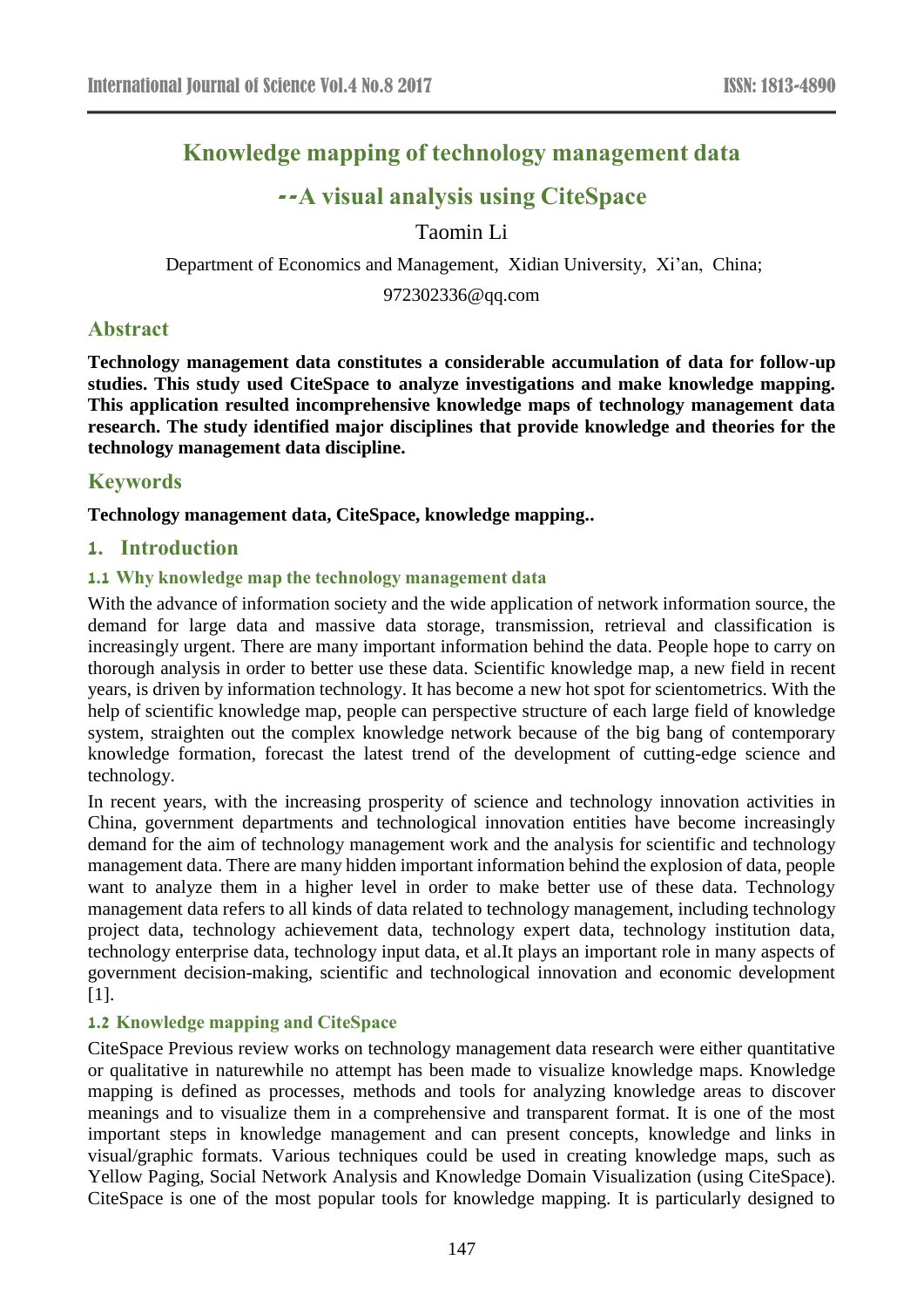# Knowledge mapping of technology management data

## --A visual analysis using CiteSpace

Taomin Li

Department of Economics and Management, Xidian University, Xi'an, China;

972302336@qq.com

## Abstract

**Technology management data constitutes a considerable accumulation of data for follow-up studies. This study used CiteSpace to analyze investigations and make knowledge mapping. This application resulted incomprehensive knowledge maps of technology management data research. The study identified major disciplines that provide knowledge and theories for the technology management data discipline.**

## Keywords

**Technology management data, CiteSpace, knowledge mapping..**

## 1. Introduction

### 1.1 Why knowledge map the technology management data

With the advance of information society and the wide application of network information source, the demand for large data and massive data storage, transmission, retrieval and classification is increasingly urgent. There are many important information behind the data. People hope to carry on thorough analysis in order to better use these data. Scientific knowledge map, a new field in recent years, is driven by information technology. It has become a new hot spot for scientometrics. With the help of scientific knowledge map, people can perspective structure of each large field of knowledge system, straighten out the complex knowledge network because of the big bang of contemporary knowledge formation, forecast the latest trend of the development of cutting-edge science and technology.

In recent years, with the increasing prosperity of science and technology innovation activities in China, government departments and technological innovation entities have become increasingly demand for the aim of technology management work and the analysis for scientific and technology management data. There are many hidden important information behind the explosion of data, people want to analyze them in a higher level in order to make better use of these data. Technology management data refers to all kinds of data related to technology management, including technology project data, technology achievement data, technology expert data, technology institution data, technology enterprise data, technology input data, et al.It plays an important role in many aspects of government decision-making, scientific and technological innovation and economic development [1].

### 1.2 Knowledge mapping and CiteSpace

CiteSpace Previous review works on technology management data research were either quantitative or qualitative in naturewhile no attempt has been made to visualize knowledge maps. Knowledge mapping is defined as processes, methods and tools for analyzing knowledge areas to discover meanings and to visualize them in a comprehensive and transparent format. It is one of the most important steps in knowledge management and can present concepts, knowledge and links in visual/graphic formats. Various techniques could be used in creating knowledge maps, such as Yellow Paging, Social Network Analysis and Knowledge Domain Visualization (using CiteSpace). CiteSpace is one of the most popular tools for knowledge mapping. It is particularly designed to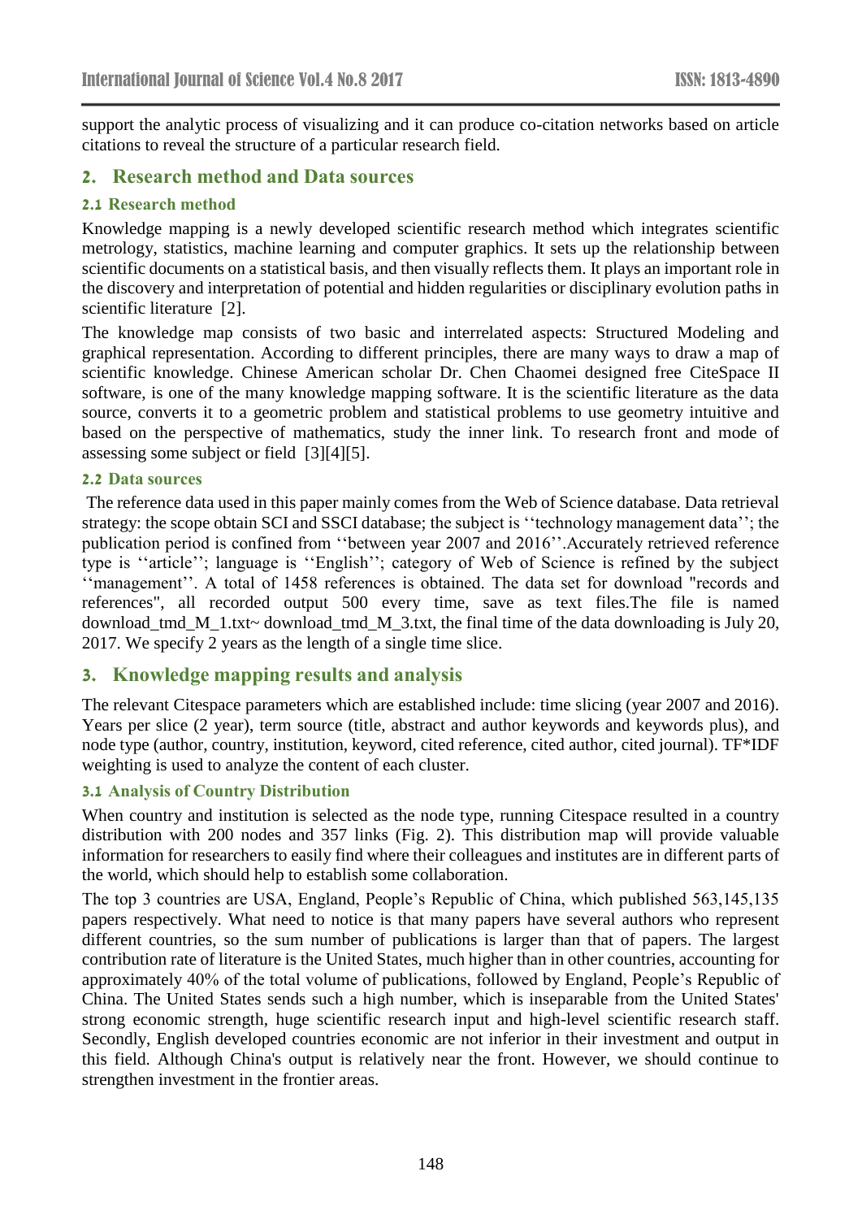support the analytic process of visualizing and it can produce co-citation networks based on article citations to reveal the structure of a particular research field.

## 2. Research method and Data sources

### 2.1 Research method

Knowledge mapping is a newly developed scientific research method which integrates scientific metrology, statistics, machine learning and computer graphics. It sets up the relationship between scientific documents on a statistical basis, and then visually reflects them. It plays an important role in the discovery and interpretation of potential and hidden regularities or disciplinary evolution paths in scientific literature [2].

The knowledge map consists of two basic and interrelated aspects: Structured Modeling and graphical representation. According to different principles, there are many ways to draw a map of scientific knowledge. Chinese American scholar Dr. Chen Chaomei designed free CiteSpace II software, is one of the many knowledge mapping software. It is the scientific literature as the data source, converts it to a geometric problem and statistical problems to use geometry intuitive and based on the perspective of mathematics, study the inner link. To research front and mode of assessing some subject or field [3][4][5].

### 2.2 Data sources

The reference data used in this paper mainly comes from the Web of Science database. Data retrieval strategy: the scope obtain SCI and SSCI database; the subject is ''technology management data''; the publication period is confined from ''between year 2007 and 2016''.Accurately retrieved reference type is ''article''; language is ''English''; category of Web of Science is refined by the subject ''management''. A total of 1458 references is obtained. The data set for download "records and references", all recorded output 500 every time, save as text files.The file is named download_tmd_M_1.txt~ download_tmd_M_3.txt, the final time of the data downloading is July 20, 2017. We specify 2 years as the length of a single time slice.

## 3. Knowledge mapping results and analysis

The relevant Citespace parameters which are established include: time slicing (year 2007 and 2016). Years per slice (2 year), term source (title, abstract and author keywords and keywords plus), and node type (author, country, institution, keyword, cited reference, cited author, cited journal). TF*IDF weighting is used to analyze the content of each cluster.

### 3.1 Analysis of Country Distribution

When country and institution is selected as the node type, running Citespace resulted in a country distribution with 200 nodes and 357 links (Fig. 2). This distribution map will provide valuable information for researchers to easily find where their colleagues and institutes are in different parts of the world, which should help to establish some collaboration.

The top 3 countries are USA, England, People's Republic of China, which published 563,145,135 papers respectively. What need to notice is that many papers have several authors who represent different countries, so the sum number of publications is larger than that of papers. The largest contribution rate of literature is the United States, much higher than in other countries, accounting for approximately 40% of the total volume of publications, followed by England, People's Republic of China. The United States sends such a high number, which is inseparable from the United States' strong economic strength, huge scientific research input and high-level scientific research staff. Secondly, English developed countries economic are not inferior in their investment and output in this field. Although China's output is relatively near the front. However, we should continue to strengthen investment in the frontier areas.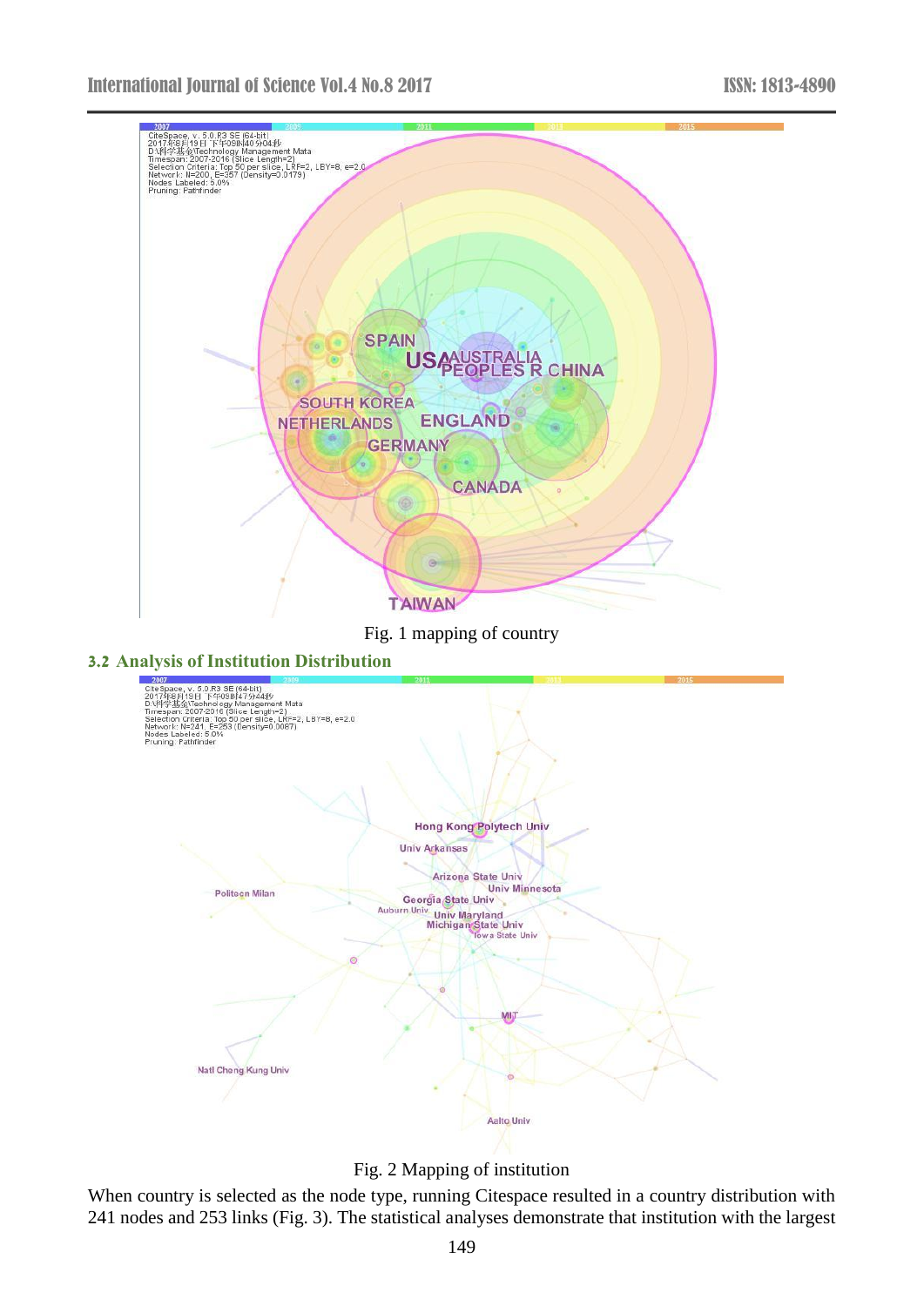Fig. 1 mapping of country

### 3.2 Analysis of Institution Distribution

Fig. 2 Mapping of institution

When country is selected as the node type, running Citespace resulted in a country distribution with 241 nodes and 253 links (Fig. 3). The statistical analyses demonstrate that institution with the largest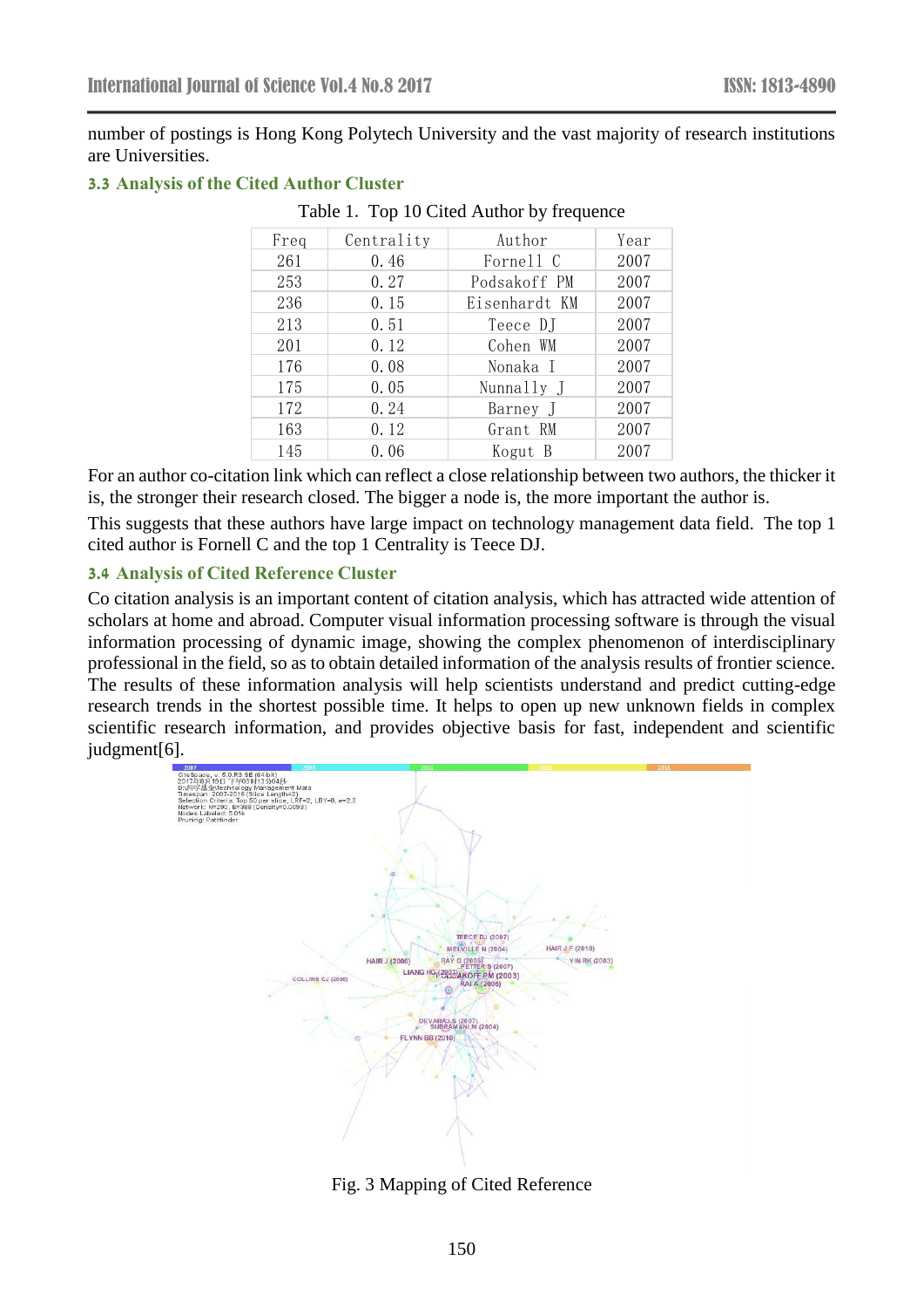number of postings is Hong Kong Polytech University and the vast majority of research institutions are Universities.

### 3.3 Analysis of the Cited Author Cluster

Table 1. Top 10 Cited Author by frequence

| Freq | Centrality | Author | Year |
|---|---|---|---|
| 261 | 0.46 | Fornell C | 2007 |
| 253 | 0.27 | Podsakoff PM | 2007 |
| 236 | 0.15 | Eisenhardt KM | 2007 |
| 213 | 0.51 | Teece DJ | 2007 |
| 201 | 0.12 | Cohen WM | 2007 |
| 176 | 0.08 | Nonaka I | 2007 |
| 175 | 0.05 | Nunnally J | 2007 |
| 172 | 0.24 | Barney J | 2007 |
| 163 | 0.12 | Grant RM | 2007 |
| 145 | 0.06 | Kogut B | 2007 |

For an author co-citation link which can reflect a close relationship between two authors, the thicker it is, the stronger their research closed. The bigger a node is, the more important the author is.

This suggests that these authors have large impact on technology management data field. The top 1 cited author is Fornell C and the top 1 Centrality is Teece DJ.

### 3.4 Analysis of Cited Reference Cluster

Co citation analysis is an important content of citation analysis, which has attracted wide attention of scholars at home and abroad. Computer visual information processing software is through the visual information processing of dynamic image, showing the complex phenomenon of interdisciplinary professional in the field, so as to obtain detailed information of the analysis results of frontier science. The results of these information analysis will help scientists understand and predict cutting-edge research trends in the shortest possible time. It helps to open up new unknown fields in complex scientific research information, and provides objective basis for fast, independent and scientific judgment[6].

Fig. 3 Mapping of Cited Reference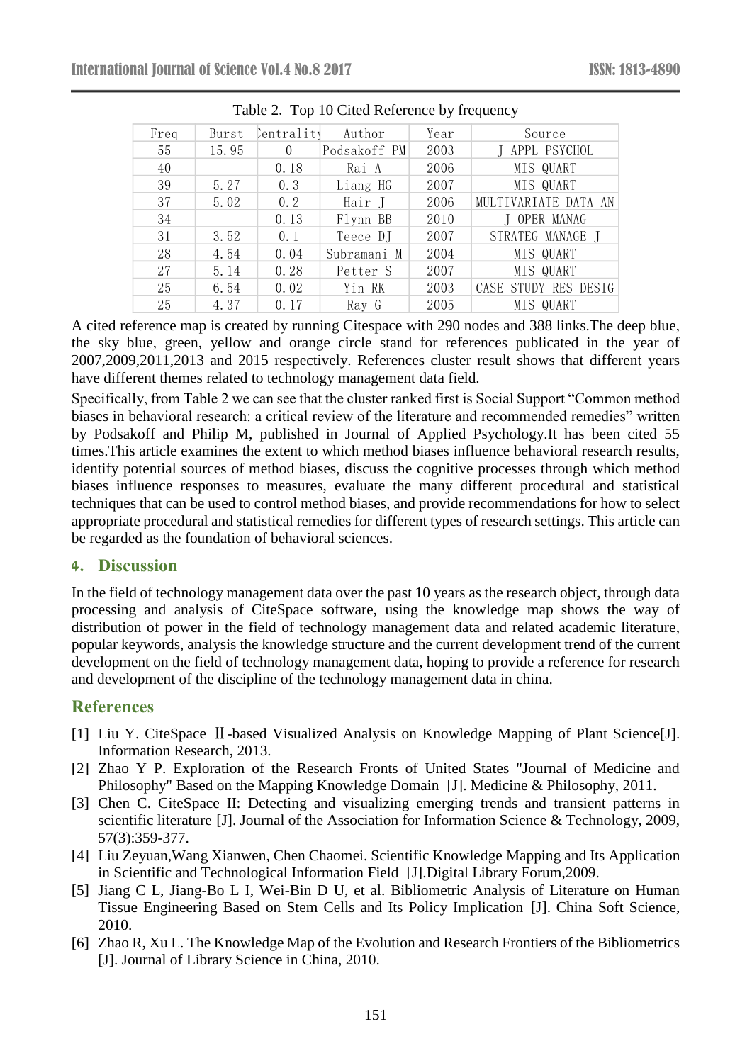Table 2. Top 10 Cited Reference by frequency

| Freq | Burst | Centrality | Author | Year | Source |
|---|---|---|---|---|---|
| 55 | 15.95 | 0 | Podsakoff PM | 2003 | J APPL PSYCHOL |
| 40 | | 0.18 | Rai A | 2006 | MIS QUART |
| 39 | 5.27 | 0.3 | Liang HG | 2007 | MIS QUART |
| 37 | 5.02 | 0.2 | Hair J | 2006 | MULTIVARIATE DATA AN |
| 34 | | 0.13 | Flynn BB | 2010 | J OPER MANAG |
| 31 | 3.52 | 0.1 | Teece DJ | 2007 | STRATEG MANAGE J |
| 28 | 4.54 | 0.04 | Subramani M | 2004 | MIS QUART |
| 27 | 5.14 | 0.28 | Petter S | 2007 | MIS QUART |
| 25 | 6.54 | 0.02 | Yin RK | 2003 | CASE STUDY RES DESIG |
| 25 | 4.37 | 0.17 | Ray G | 2005 | MIS QUART |

A cited reference map is created by running Citespace with 290 nodes and 388 links.The deep blue, the sky blue, green, yellow and orange circle stand for references published in the year of 2007,2009,2011,2013 and 2015 respectively. References cluster result shows that different years have different themes related to technology management data field.

Specifically, from Table 2 we can see that the cluster ranked first is Social Support "Common method biases in behavioral research: a critical review of the literature and recommended remedies" written by Podsakoff and Philip M, published in Journal of Applied Psychology.It has been cited 55 times.This article examines the extent to which method biases influence behavioral research results, identify potential sources of method biases, discuss the cognitive processes through which method biases influence responses to measures, evaluate the many different procedural and statistical techniques that can be used to control method biases, and provide recommendations for how to select appropriate procedural and statistical remedies for different types of research settings. This article can be regarded as the foundation of behavioral sciences.

## 4. Discussion

In the field of technology management data over the past 10 years as the research object, through data processing and analysis of CiteSpace software, using the knowledge map shows the way of distribution of power in the field of technology management data and related academic literature, popular keywords, analysis the knowledge structure and the current development trend of the current development on the field of technology management data, hoping to provide a reference for research and development of the discipline of the technology management data in china.

## References

[1] Liu Y. CiteSpace Ⅱ-based Visualized Analysis on Knowledge Mapping of Plant Science[J]. Information Research, 2013.

[2] Zhao Y P. Exploration of the Research Fronts of United States "Journal of Medicine and Philosophy" Based on the Mapping Knowledge Domain [J]. Medicine & Philosophy, 2011.

[3] Chen C. CiteSpace II: Detecting and visualizing emerging trends and transient patterns in scientific literature [J]. Journal of the Association for Information Science & Technology, 2009, 57(3):359-377.

[4] Liu Zeyuan,Wang Xianwen, Chen Chaomei. Scientific Knowledge Mapping and Its Application in Scientific and Technological Information Field [J].Digital Library Forum,2009.

[5] Jiang C L, Jiang-Bo L I, Wei-Bin D U, et al. Bibliometric Analysis of Literature on Human Tissue Engineering Based on Stem Cells and Its Policy Implication [J]. China Soft Science, 2010.

[6] Zhao R, Xu L. The Knowledge Map of the Evolution and Research Frontiers of the Bibliometrics [J]. Journal of Library Science in China, 2010.